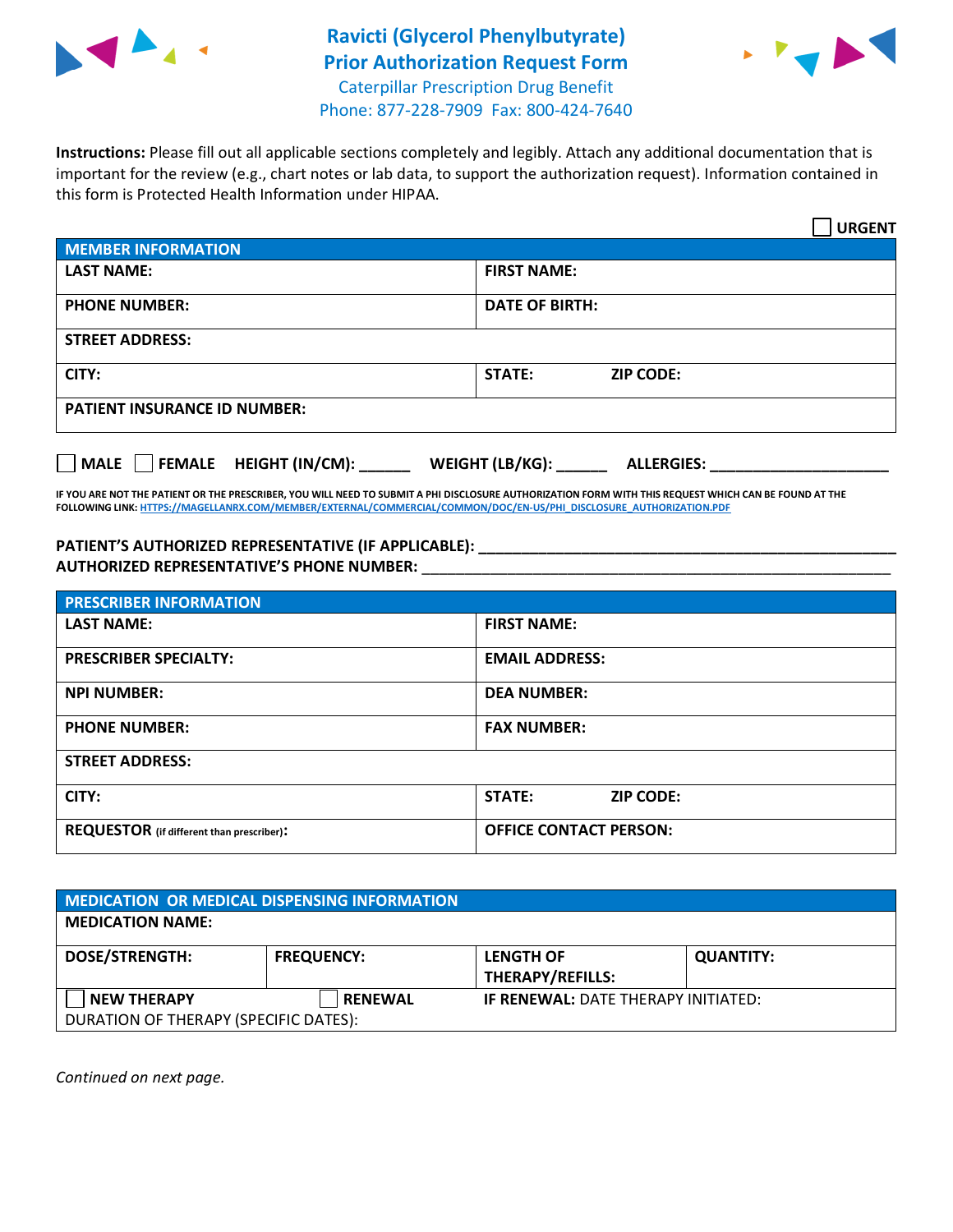# Ravicti (Glycerol Phenylbutyrate) Prior Authorization Request Form

Caterpillar Prescription Drug Benefit
Phone: 877-228-7909 Fax: 800-424-7640

**Instructions:** Please fill out all applicable sections completely and legibly. Attach any additional documentation that is important for the review (e.g., chart notes or lab data, to support the authorization request). Information contained in this form is Protected Health Information under HIPAA.

☐ **URGENT**

| **MEMBER INFORMATION** | | |
|---|---|---|
| **LAST NAME:** | **FIRST NAME:** | |
| **PHONE NUMBER:** | **DATE OF BIRTH:** | |
| **STREET ADDRESS:** | | |
| **CITY:** | **STATE:** | **ZIP CODE:** |
| **PATIENT INSURANCE ID NUMBER:** | | |

☐ **MALE** ☐ **FEMALE** **HEIGHT (IN/CM):** ______ **WEIGHT (LB/KG):** ______ **ALLERGIES:** ____________________

**IF YOU ARE NOT THE PATIENT OR THE PRESCRIBER, YOU WILL NEED TO SUBMIT A PHI DISCLOSURE AUTHORIZATION FORM WITH THIS REQUEST WHICH CAN BE FOUND AT THE FOLLOWING LINK: HTTPS://MAGELLANRX.COM/MEMBER/EXTERNAL/COMMERCIAL/COMMON/DOC/EN-US/PHI_DISCLOSURE_AUTHORIZATION.PDF**

**PATIENT'S AUTHORIZED REPRESENTATIVE (IF APPLICABLE):** ____________________________________________

**AUTHORIZED REPRESENTATIVE'S PHONE NUMBER:** ____________________________________________

| **PRESCRIBER INFORMATION** | | |
|---|---|---|
| **LAST NAME:** | **FIRST NAME:** | |
| **PRESCRIBER SPECIALTY:** | **EMAIL ADDRESS:** | |
| **NPI NUMBER:** | **DEA NUMBER:** | |
| **PHONE NUMBER:** | **FAX NUMBER:** | |
| **STREET ADDRESS:** | | |
| **CITY:** | **STATE:** | **ZIP CODE:** |
| **REQUESTOR** (if different than prescriber)**:** | **OFFICE CONTACT PERSON:** | |

| **MEDICATION OR MEDICAL DISPENSING INFORMATION** | | | |
|---|---|---|---|
| **MEDICATION NAME:** | | | |
| **DOSE/STRENGTH:** | **FREQUENCY:** | **LENGTH OF THERAPY/REFILLS:** | **QUANTITY:** |
| ☐ **NEW THERAPY** | ☐ **RENEWAL** | **IF RENEWAL:** DATE THERAPY INITIATED: | |
| DURATION OF THERAPY (SPECIFIC DATES): | | | |

*Continued on next page.*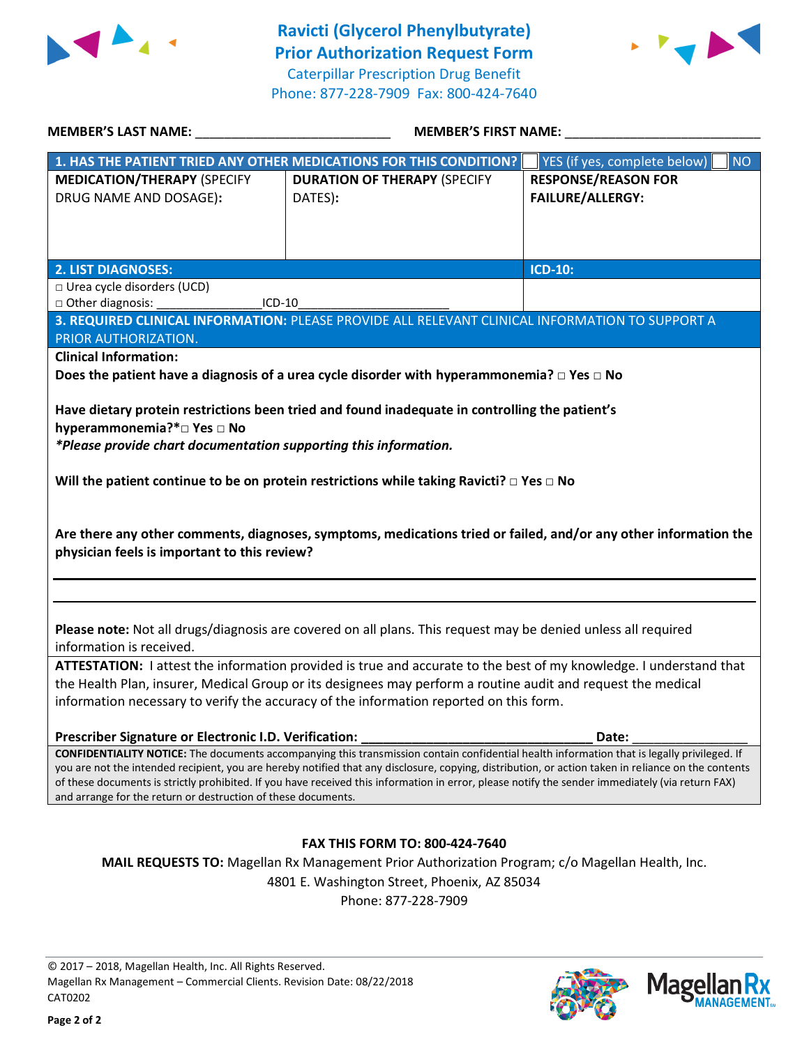# Ravicti (Glycerol Phenylbutyrate) Prior Authorization Request Form

Caterpillar Prescription Drug Benefit
Phone: 877-228-7909 Fax: 800-424-7640

**MEMBER'S LAST NAME:** ___________________________ **MEMBER'S FIRST NAME:** ___________________________

| **1. HAS THE PATIENT TRIED ANY OTHER MEDICATIONS FOR THIS CONDITION?** | | ☐ YES (if yes, complete below) ☐ NO |
|---|---|---|
| **MEDICATION/THERAPY** (SPECIFY DRUG NAME AND DOSAGE): | **DURATION OF THERAPY** (SPECIFY DATES): | **RESPONSE/REASON FOR FAILURE/ALLERGY:** |
| | | |

| **2. LIST DIAGNOSES:** | **ICD-10:** |
|---|---|
| □ Urea cycle disorders (UCD)<br>□ Other diagnosis: _______________ICD-10_____________________ | |

**3. REQUIRED CLINICAL INFORMATION:** PLEASE PROVIDE ALL RELEVANT CLINICAL INFORMATION TO SUPPORT A PRIOR AUTHORIZATION.

**Clinical Information:**

**Does the patient have a diagnosis of a urea cycle disorder with hyperammonemia?** □ **Yes** □ **No**

**Have dietary protein restrictions been tried and found inadequate in controlling the patient's hyperammonemia?*** □ **Yes** □ **No**
***Please provide chart documentation supporting this information.***

**Will the patient continue to be on protein restrictions while taking Ravicti?** □ **Yes** □ **No**

**Are there any other comments, diagnoses, symptoms, medications tried or failed, and/or any other information the physician feels is important to this review?**

_______________________________________________________________________________

_______________________________________________________________________________

**Please note:** Not all drugs/diagnosis are covered on all plans. This request may be denied unless all required information is received.

**ATTESTATION:** I attest the information provided is true and accurate to the best of my knowledge. I understand that the Health Plan, insurer, Medical Group or its designees may perform a routine audit and request the medical information necessary to verify the accuracy of the information reported on this form.

**Prescriber Signature or Electronic I.D. Verification:** ________________________________ **Date:** ________________

**CONFIDENTIALITY NOTICE:** The documents accompanying this transmission contain confidential health information that is legally privileged. If you are not the intended recipient, you are hereby notified that any disclosure, copying, distribution, or action taken in reliance on the contents of these documents is strictly prohibited. If you have received this information in error, please notify the sender immediately (via return FAX) and arrange for the return or destruction of these documents.

**FAX THIS FORM TO: 800-424-7640**

**MAIL REQUESTS TO:** Magellan Rx Management Prior Authorization Program; c/o Magellan Health, Inc.
4801 E. Washington Street, Phoenix, AZ 85034
Phone: 877-228-7909

© 2017 – 2018, Magellan Health, Inc. All Rights Reserved.
Magellan Rx Management – Commercial Clients. Revision Date: 08/22/2018
CAT0202